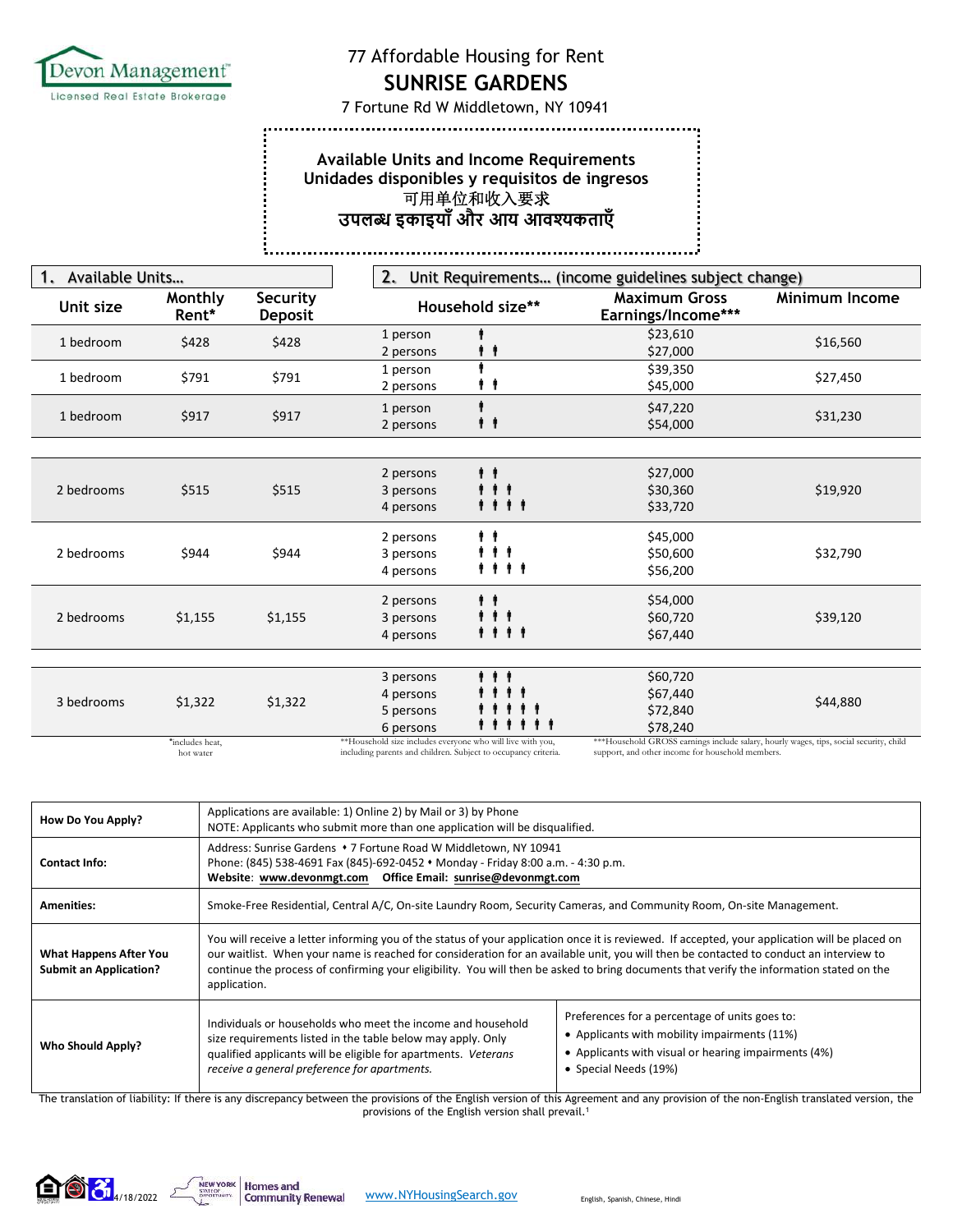Devon Management™
Licensed Real Estate Brokerage

# 77 Affordable Housing for Rent

# SUNRISE GARDENS

7 Fortune Rd W Middletown, NY 10941

**Available Units and Income Requirements**
**Unidades disponibles y requisitos de ingresos**
**可用单位和收入要求**
**उपलब्ध इकाइयाँ और आय आवश्यकताएँ**

| 1. Available Units… | | | 2. Unit Requirements… (income guidelines subject change) | | |
|---|---|---|---|---|---|
| Unit size | Monthly Rent* | Security Deposit | Household size** | Maximum Gross Earnings/Income*** | Minimum Income |
| 1 bedroom | $428 | $428 | 1 person<br>2 persons | $23,610<br>$27,000 | $16,560 |
| 1 bedroom | $791 | $791 | 1 person<br>2 persons | $39,350<br>$45,000 | $27,450 |
| 1 bedroom | $917 | $917 | 1 person<br>2 persons | $47,220<br>$54,000 | $31,230 |
| 2 bedrooms | $515 | $515 | 2 persons<br>3 persons<br>4 persons | $27,000<br>$30,360<br>$33,720 | $19,920 |
| 2 bedrooms | $944 | $944 | 2 persons<br>3 persons<br>4 persons | $45,000<br>$50,600<br>$56,200 | $32,790 |
| 2 bedrooms | $1,155 | $1,155 | 2 persons<br>3 persons<br>4 persons | $54,000<br>$60,720<br>$67,440 | $39,120 |
| 3 bedrooms | $1,322 | $1,322 | 3 persons<br>4 persons<br>5 persons<br>6 persons | $60,720<br>$67,440<br>$72,840<br>$78,240 | $44,880 |

*includes heat, hot water

**Household size includes everyone who will live with you, including parents and children. Subject to occupancy criteria.

***Household GROSS earnings include salary, hourly wages, tips, social security, child support, and other income for household members.

| | | |
|---|---|---|
| **How Do You Apply?** | Applications are available: 1) Online 2) by Mail or 3) by Phone<br>NOTE: Applicants who submit more than one application will be disqualified. | |
| **Contact Info:** | Address: Sunrise Gardens • 7 Fortune Road W Middletown, NY 10941<br>Phone: (845) 538-4691 Fax (845)-692-0452 • Monday - Friday 8:00 a.m. - 4:30 p.m.<br>**Website**: **www.devonmgt.com** **Office Email: sunrise@devonmgt.com** | |
| **Amenities:** | Smoke-Free Residential, Central A/C, On-site Laundry Room, Security Cameras, and Community Room, On-site Management. | |
| **What Happens After You Submit an Application?** | You will receive a letter informing you of the status of your application once it is reviewed. If accepted, your application will be placed on our waitlist. When your name is reached for consideration for an available unit, you will then be contacted to conduct an interview to continue the process of confirming your eligibility. You will then be asked to bring documents that verify the information stated on the application. | |
| **Who Should Apply?** | Individuals or households who meet the income and household size requirements listed in the table below may apply. Only qualified applicants will be eligible for apartments. *Veterans receive a general preference for apartments.* | Preferences for a percentage of units goes to:<br>• Applicants with mobility impairments (11%)<br>• Applicants with visual or hearing impairments (4%)<br>• Special Needs (19%) |

The translation of liability: If there is any discrepancy between the provisions of the English version of this Agreement and any provision of the non-English translated version, the provisions of the English version shall prevail.[1]

4/18/2022 NEW YORK STATE OF OPPORTUNITY. Homes and Community Renewal www.NYHousingSearch.gov English, Spanish, Chinese, Hindi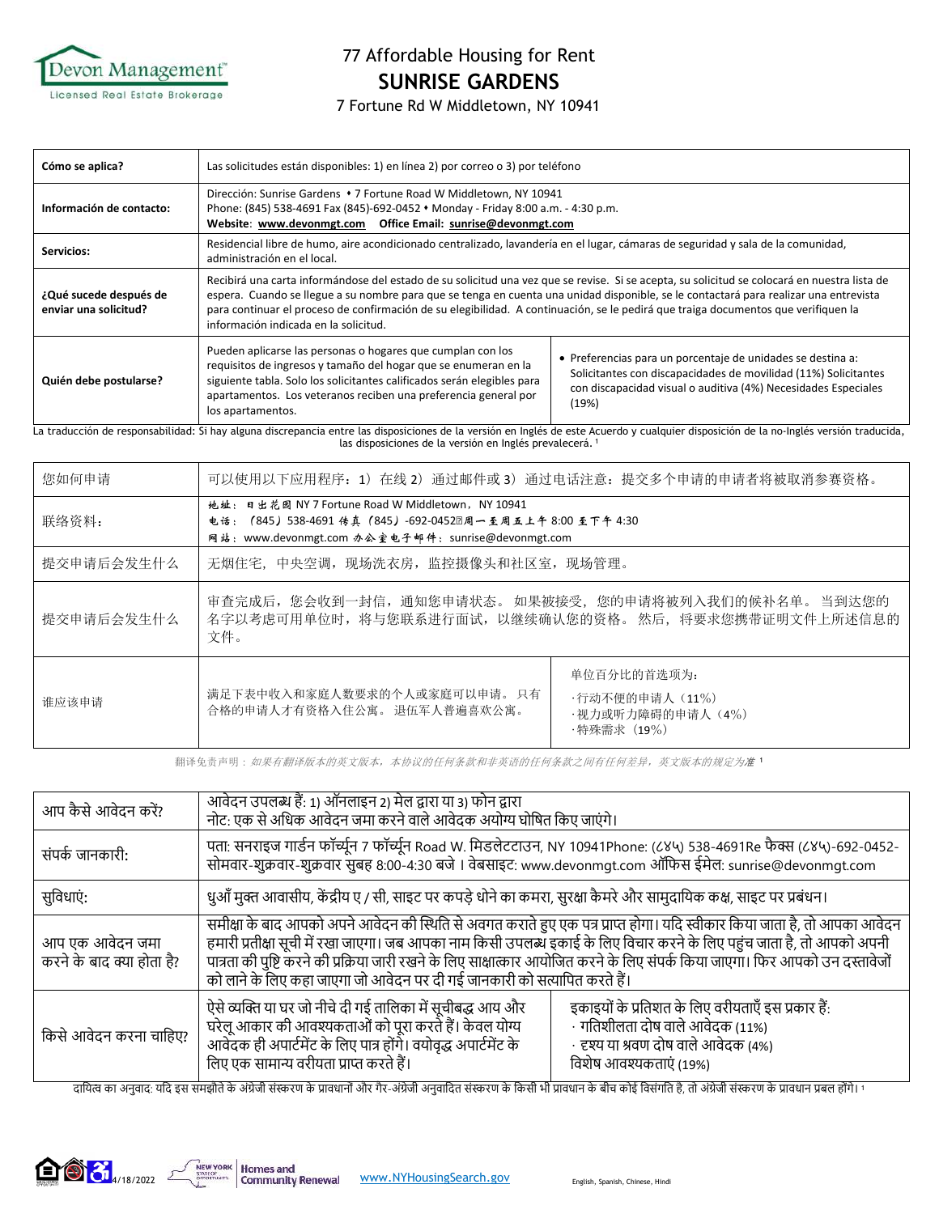Devon Management™
Licensed Real Estate Brokerage

# 77 Affordable Housing for Rent
# SUNRISE GARDENS
7 Fortune Rd W Middletown, NY 10941

| | | |
|---|---|---|
| **Cómo se aplica?** | Las solicitudes están disponibles: 1) en línea 2) por correo o 3) por teléfono | |
| **Información de contacto:** | Dirección: Sunrise Gardens • 7 Fortune Road W Middletown, NY 10941<br>Phone: (845) 538-4691 Fax (845)-692-0452 • Monday - Friday 8:00 a.m. - 4:30 p.m.<br>**Website: www.devonmgt.com Office Email: sunrise@devonmgt.com** | |
| **Servicios:** | Residencial libre de humo, aire acondicionado centralizado, lavandería en el lugar, cámaras de seguridad y sala de la comunidad, administración en el local. | |
| **¿Qué sucede después de enviar una solicitud?** | Recibirá una carta informándose del estado de su solicitud una vez que se revise. Si se acepta, su solicitud se colocará en nuestra lista de espera. Cuando se llegue a su nombre para que se tenga en cuenta una unidad disponible, se le contactará para realizar una entrevista para continuar el proceso de confirmación de su elegibilidad. A continuación, se le pedirá que traiga documentos que verifiquen la información indicada en la solicitud. | |
| **Quién debe postularse?** | Pueden aplicarse las personas o hogares que cumplan con los requisitos de ingresos y tamaño del hogar que se enumeran en la siguiente tabla. Solo los solicitantes calificados serán elegibles para apartamentos. Los veteranos reciben una preferencia general por los apartamentos. | • Preferencias para un porcentaje de unidades se destina a: Solicitantes con discapacidades de movilidad (11%) Solicitantes con discapacidad visual o auditiva (4%) Necesidades Especiales (19%) |

La traducción de responsabilidad: Si hay alguna discrepancia entre las disposiciones de la versión en Inglés de este Acuerdo y cualquier disposición de la no-Inglés versión traducida, las disposiciones de la versión en Inglés prevalecerá. [1]

| | | |
|---|---|---|
| 您如何申请 | 可以使用以下应用程序：1）在线 2）通过邮件或 3）通过电话注意：提交多个申请的申请者将被取消参赛资格。 | |
| 联络资料： | 地址：日出花园 NY 7 Fortune Road W Middletown，NY 10941<br>电话：（845）538-4691 传真（845）-692-0452周一至周五上午 8:00 至下午 4:30<br>网站：www.devonmgt.com 办公室电子邮件：sunrise@devonmgt.com | |
| 提交申请后会发生什么 | 无烟住宅，中央空调，现场洗衣房，监控摄像头和社区室，现场管理。 | |
| 提交申请后会发生什么 | 审查完成后，您会收到一封信，通知您申请状态。 如果被接受，您的申请将被列入我们的候补名单。 当到达您的名字以考虑可用单位时，将与您联系进行面试，以继续确认您的资格。 然后，将要求您携带证明文件上所述信息的文件。 | |
| 谁应该申请 | 满足下表中收入和家庭人数要求的个人或家庭可以申请。 只有合格的申请人才有资格入住公寓。 退伍军人普遍喜欢公寓。 | 单位百分比的首选项为:<br>·行动不便的申请人（11%）<br>·视力或听力障碍的申请人（4%）<br>·特殊需求（19%） |

翻译免责声明：*如果有翻译版本的英文版本，本协议的任何条款和非英语的任何条款之间有任何差异，英文版本的规定为准* [1]

| | | |
|---|---|---|
| आप कैसे आवेदन करें? | आवेदन उपलब्ध हैं: 1) ऑनलाइन 2) मेल द्वारा या 3) फोन द्वारा<br>नोट: एक से अधिक आवेदन जमा करने वाले आवेदक अयोग्य घोषित किए जाएंगे। | |
| संपर्क जानकारी: | पता: सनराइज गार्डन फॉर्च्यून 7 फॉर्च्यून Road W. मिडलेटाउन, NY 10941Phone: (८४५) 538-4691Re फैक्स (८४५)-692-0452- सोमवार-शुक्रवार-शुक्रवार सुबह 8:00-4:30 बजे । वेबसाइट: www.devonmgt.com ऑफिस ईमेल: sunrise@devonmgt.com | |
| सुविधाएं: | धुआँ मुक्त आवासीय, केंद्रीय ए / सी, साइट पर कपड़े धोने का कमरा, सुरक्षा कैमरे और सामुदायिक कक्ष, साइट पर प्रबंधन। | |
| आप एक आवेदन जमा करने के बाद क्या होता है? | समीक्षा के बाद आपको अपने आवेदन की स्थिति से अवगत कराते हुए एक पत्र प्राप्त होगा। यदि स्वीकार किया जाता है, तो आपका आवेदन हमारी प्रतीक्षा सूची में रखा जाएगा। जब आपका नाम किसी उपलब्ध इकाई के लिए विचार करने के लिए पहुंच जाता है, तो आपको अपनी पात्रता की पुष्टि करने की प्रक्रिया जारी रखने के लिए साक्षात्कार आयोजित करने के लिए संपर्क किया जाएगा। फिर आपको उन दस्तावेजों को लाने के लिए कहा जाएगा जो आवेदन पर दी गई जानकारी को सत्यापित करते हैं। | |
| किसे आवेदन करना चाहिए? | ऐसे व्यक्ति या घर जो नीचे दी गई तालिका में सूचीबद्ध आय और घरेलू आकार की आवश्यकताओं को पूरा करते हैं। केवल योग्य आवेदक ही अपार्टमेंट के लिए पात्र होंगे। वयोवृद्ध अपार्टमेंट के लिए एक सामान्य वरीयता प्राप्त करते हैं। | इकाइयों के प्रतिशत के लिए वरीयताएँ इस प्रकार हैं:<br>· गतिशीलता दोष वाले आवेदक (11%)<br>· दृश्य या श्रवण दोष वाले आवेदक (4%)<br>विशेष आवश्यकताएं (19%) |

दायित्व का अनुवाद: यदि इस समझौते के अंग्रेजी संस्करण के प्रावधानों और गैर-अंग्रेजी अनुवादित संस्करण के किसी भी प्रावधान के बीच कोई विसंगति है, तो अंग्रेजी संस्करण के प्रावधान प्रबल होंगे। [1]

4/18/2022 NEW YORK STATE OF OPPORTUNITY Homes and Community Renewal www.NYHousingSearch.gov English, Spanish, Chinese, Hindi